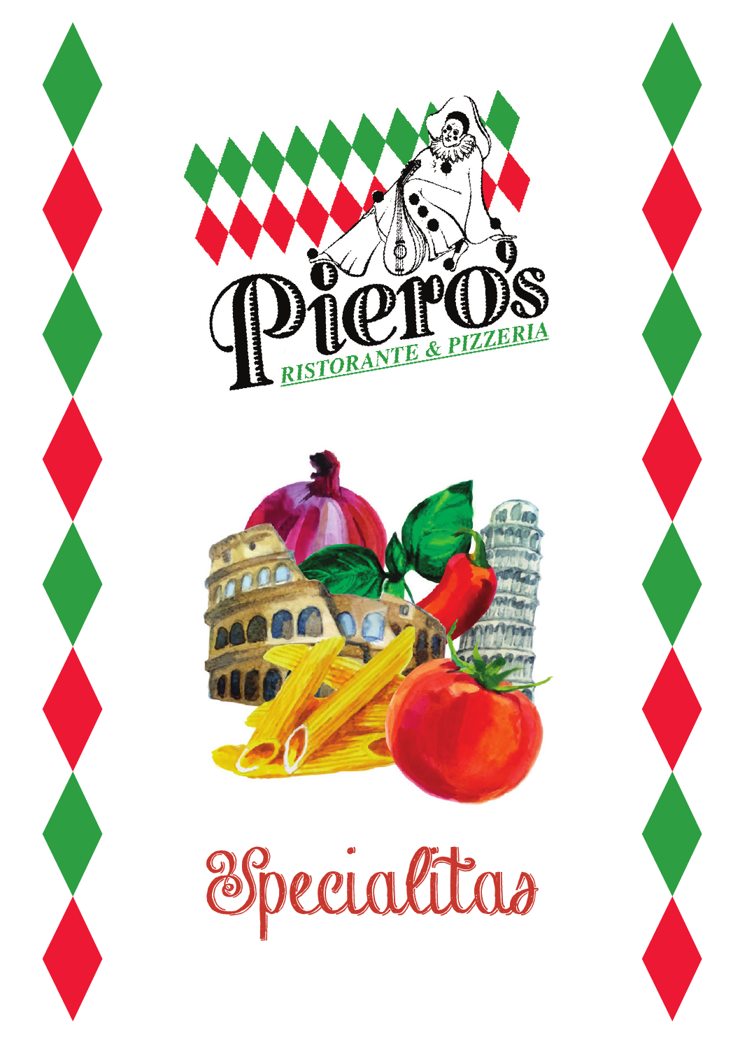# Piero's

RISTORANTE & PIZZERIA

## Specialitas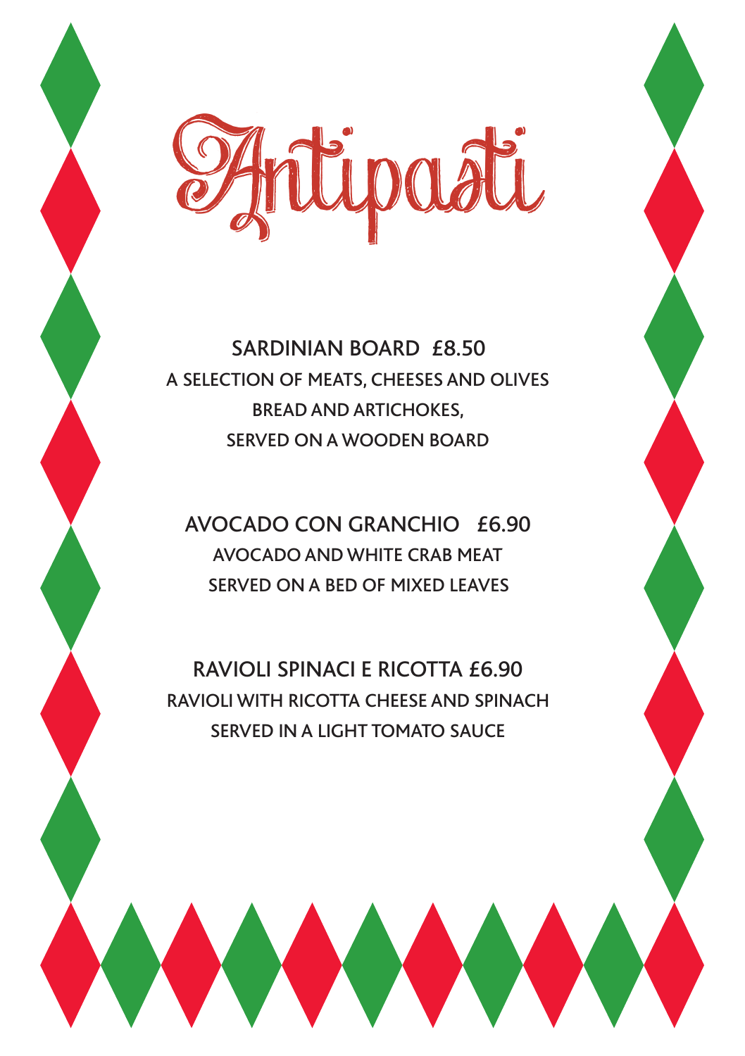# Antipasti

**SARDINIAN BOARD £8.50**
A SELECTION OF MEATS, CHEESES AND OLIVES
BREAD AND ARTICHOKES,
SERVED ON A WOODEN BOARD

**AVOCADO CON GRANCHIO £6.90**
AVOCADO AND WHITE CRAB MEAT
SERVED ON A BED OF MIXED LEAVES

**RAVIOLI SPINACI E RICOTTA £6.90**
RAVIOLI WITH RICOTTA CHEESE AND SPINACH
SERVED IN A LIGHT TOMATO SAUCE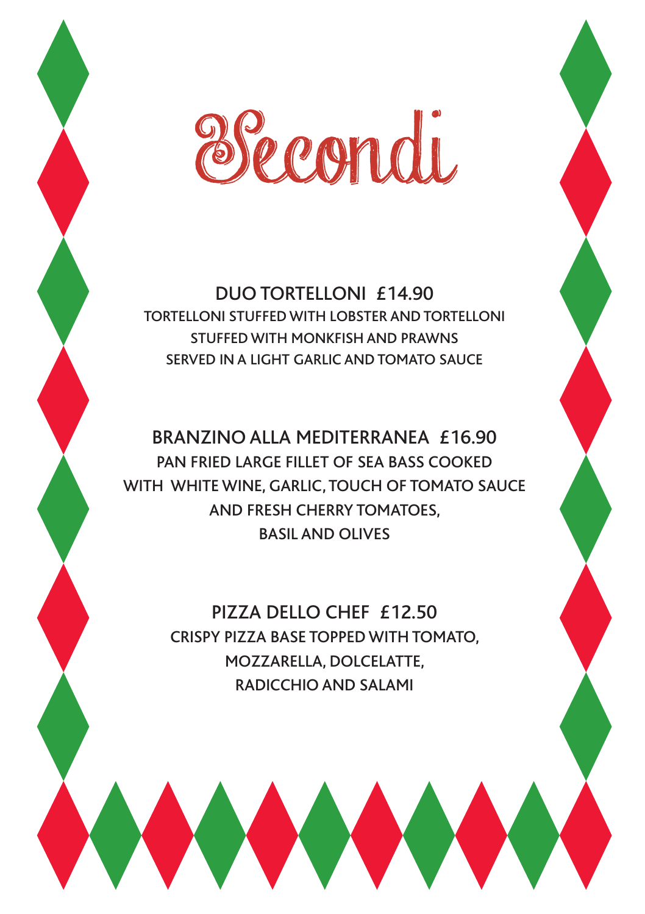# Secondi

## DUO TORTELLONI £14.90

TORTELLONI STUFFED WITH LOBSTER AND TORTELLONI
STUFFED WITH MONKFISH AND PRAWNS
SERVED IN A LIGHT GARLIC AND TOMATO SAUCE

## BRANZINO ALLA MEDITERRANEA £16.90

PAN FRIED LARGE FILLET OF SEA BASS COOKED
WITH WHITE WINE, GARLIC, TOUCH OF TOMATO SAUCE
AND FRESH CHERRY TOMATOES,
BASIL AND OLIVES

## PIZZA DELLO CHEF £12.50

CRISPY PIZZA BASE TOPPED WITH TOMATO,
MOZZARELLA, DOLCELATTE,
RADICCHIO AND SALAMI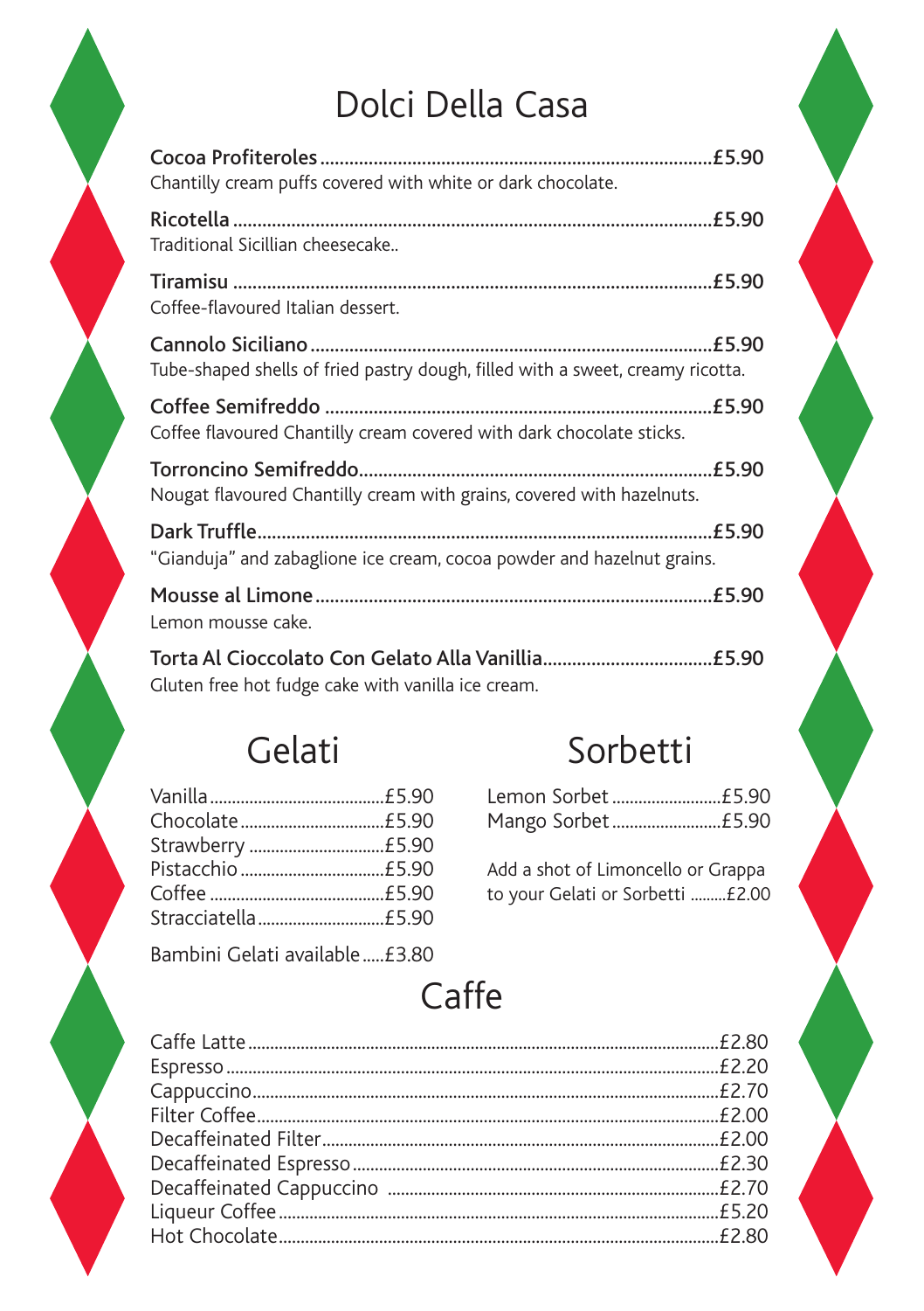# Dolci Della Casa

**Cocoa Profiteroles** .......... **£5.90**
Chantilly cream puffs covered with white or dark chocolate.

**Ricotella** .......... **£5.90**
Traditional Sicillian cheesecake..

**Tiramisu** .......... **£5.90**
Coffee-flavoured Italian dessert.

**Cannolo Siciliano** .......... **£5.90**
Tube-shaped shells of fried pastry dough, filled with a sweet, creamy ricotta.

**Coffee Semifreddo** .......... **£5.90**
Coffee flavoured Chantilly cream covered with dark chocolate sticks.

**Torroncino Semifreddo** .......... **£5.90**
Nougat flavoured Chantilly cream with grains, covered with hazelnuts.

**Dark Truffle** .......... **£5.90**
"Gianduja" and zabaglione ice cream, cocoa powder and hazelnut grains.

**Mousse al Limone** .......... **£5.90**
Lemon mousse cake.

**Torta Al Cioccolato Con Gelato Alla Vanillia** .......... **£5.90**
Gluten free hot fudge cake with vanilla ice cream.

# Gelati

Vanilla .......... £5.90
Chocolate .......... £5.90
Strawberry .......... £5.90
Pistacchio .......... £5.90
Coffee .......... £5.90
Stracciatella .......... £5.90

Bambini Gelati available .......... £3.80

# Sorbetti

Lemon Sorbet .......... £5.90
Mango Sorbet .......... £5.90

Add a shot of Limoncello or Grappa to your Gelati or Sorbetti .......... £2.00

# Caffe

Caffe Latte .......... £2.80
Espresso .......... £2.20
Cappuccino .......... £2.70
Filter Coffee .......... £2.00
Decaffeinated Filter .......... £2.00
Decaffeinated Espresso .......... £2.30
Decaffeinated Cappuccino .......... £2.70
Liqueur Coffee .......... £5.20
Hot Chocolate .......... £2.80